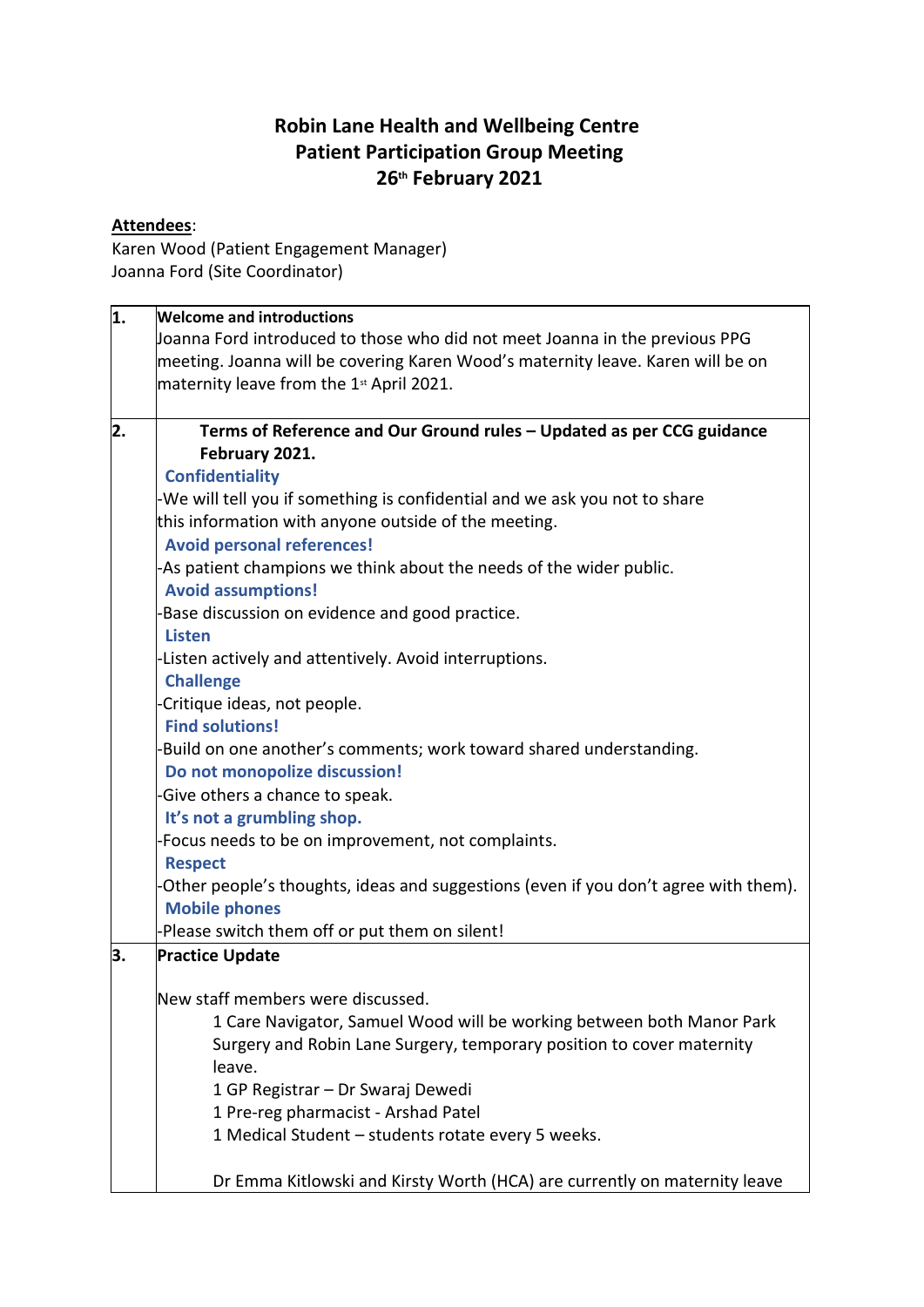# Robin Lane Health and Wellbeing Centre
## Patient Participation Group Meeting
## 26th February 2021

**Attendees**:
Karen Wood (Patient Engagement Manager)
Joanna Ford (Site Coordinator)

| | |
|---|---|
| **1.** | **Welcome and introductions**<br>Joanna Ford introduced to those who did not meet Joanna in the previous PPG meeting. Joanna will be covering Karen Wood's maternity leave. Karen will be on maternity leave from the 1st April 2021. |
| **2.** | **Terms of Reference and Our Ground rules – Updated as per CCG guidance February 2021.**<br>**Confidentiality**<br>-We will tell you if something is confidential and we ask you not to share this information with anyone outside of the meeting.<br>**Avoid personal references!**<br>-As patient champions we think about the needs of the wider public.<br>**Avoid assumptions!**<br>-Base discussion on evidence and good practice.<br>**Listen**<br>-Listen actively and attentively. Avoid interruptions.<br>**Challenge**<br>-Critique ideas, not people.<br>**Find solutions!**<br>-Build on one another's comments; work toward shared understanding.<br>**Do not monopolize discussion!**<br>-Give others a chance to speak.<br>**It's not a grumbling shop.**<br>-Focus needs to be on improvement, not complaints.<br>**Respect**<br>-Other people's thoughts, ideas and suggestions (even if you don't agree with them).<br>**Mobile phones**<br>-Please switch them off or put them on silent! |
| **3.** | **Practice Update**<br><br>New staff members were discussed.<br>1 Care Navigator, Samuel Wood will be working between both Manor Park Surgery and Robin Lane Surgery, temporary position to cover maternity leave.<br>1 GP Registrar – Dr Swaraj Dewedi<br>1 Pre-reg pharmacist - Arshad Patel<br>1 Medical Student – students rotate every 5 weeks.<br><br>Dr Emma Kitlowski and Kirsty Worth (HCA) are currently on maternity leave |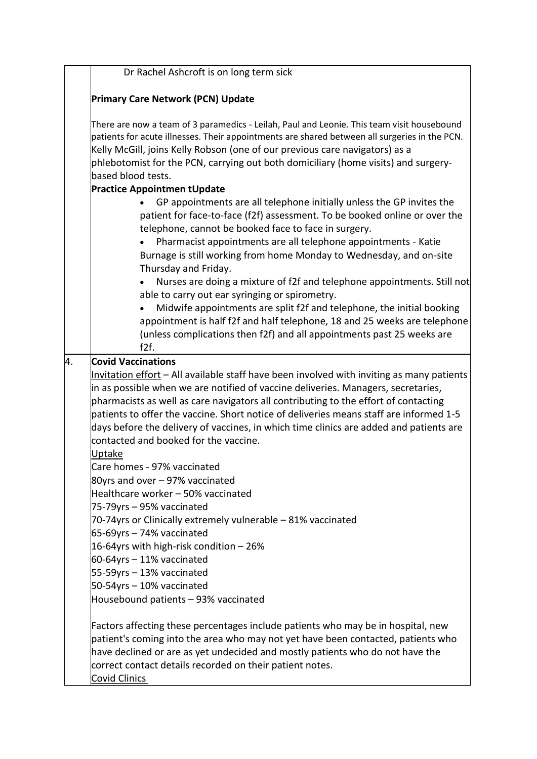| | |
|---|---|
| | Dr Rachel Ashcroft is on long term sick<br><br>**Primary Care Network (PCN) Update**<br><br>There are now a team of 3 paramedics - Leilah, Paul and Leonie. This team visit housebound patients for acute illnesses. Their appointments are shared between all surgeries in the PCN. Kelly McGill, joins Kelly Robson (one of our previous care navigators) as a phlebotomist for the PCN, carrying out both domiciliary (home visits) and surgery-based blood tests.<br>**Practice Appointmen tUpdate**<br>• GP appointments are all telephone initially unless the GP invites the patient for face-to-face (f2f) assessment. To be booked online or over the telephone, cannot be booked face to face in surgery.<br>• Pharmacist appointments are all telephone appointments - Katie Burnage is still working from home Monday to Wednesday, and on-site Thursday and Friday.<br>• Nurses are doing a mixture of f2f and telephone appointments. Still not able to carry out ear syringing or spirometry.<br>• Midwife appointments are split f2f and telephone, the initial booking appointment is half f2f and half telephone, 18 and 25 weeks are telephone (unless complications then f2f) and all appointments past 25 weeks are f2f. |
| 4. | **Covid Vaccinations**<br><u>Invitation effort</u> – All available staff have been involved with inviting as many patients in as possible when we are notified of vaccine deliveries. Managers, secretaries, pharmacists as well as care navigators all contributing to the effort of contacting patients to offer the vaccine. Short notice of deliveries means staff are informed 1-5 days before the delivery of vaccines, in which time clinics are added and patients are contacted and booked for the vaccine.<br><u>Uptake</u><br>Care homes - 97% vaccinated<br>80yrs and over – 97% vaccinated<br>Healthcare worker – 50% vaccinated<br>75-79yrs – 95% vaccinated<br>70-74yrs or Clinically extremely vulnerable – 81% vaccinated<br>65-69yrs – 74% vaccinated<br>16-64yrs with high-risk condition – 26%<br>60-64yrs – 11% vaccinated<br>55-59yrs – 13% vaccinated<br>50-54yrs – 10% vaccinated<br>Housebound patients – 93% vaccinated<br><br>Factors affecting these percentages include patients who may be in hospital, new patient's coming into the area who may not yet have been contacted, patients who have declined or are as yet undecided and mostly patients who do not have the correct contact details recorded on their patient notes.<br><u>Covid Clinics</u> |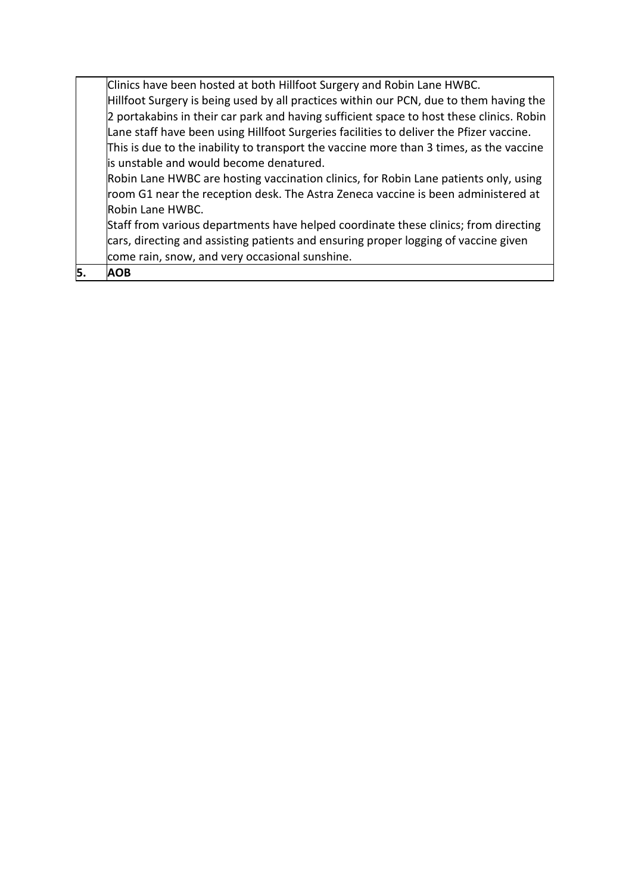| | |
|---|---|
| | Clinics have been hosted at both Hillfoot Surgery and Robin Lane HWBC.<br>Hillfoot Surgery is being used by all practices within our PCN, due to them having the 2 portakabins in their car park and having sufficient space to host these clinics. Robin Lane staff have been using Hillfoot Surgeries facilities to deliver the Pfizer vaccine. This is due to the inability to transport the vaccine more than 3 times, as the vaccine is unstable and would become denatured.<br>Robin Lane HWBC are hosting vaccination clinics, for Robin Lane patients only, using room G1 near the reception desk. The Astra Zeneca vaccine is been administered at Robin Lane HWBC.<br>Staff from various departments have helped coordinate these clinics; from directing cars, directing and assisting patients and ensuring proper logging of vaccine given come rain, snow, and very occasional sunshine. |
| **5.** | **AOB** |